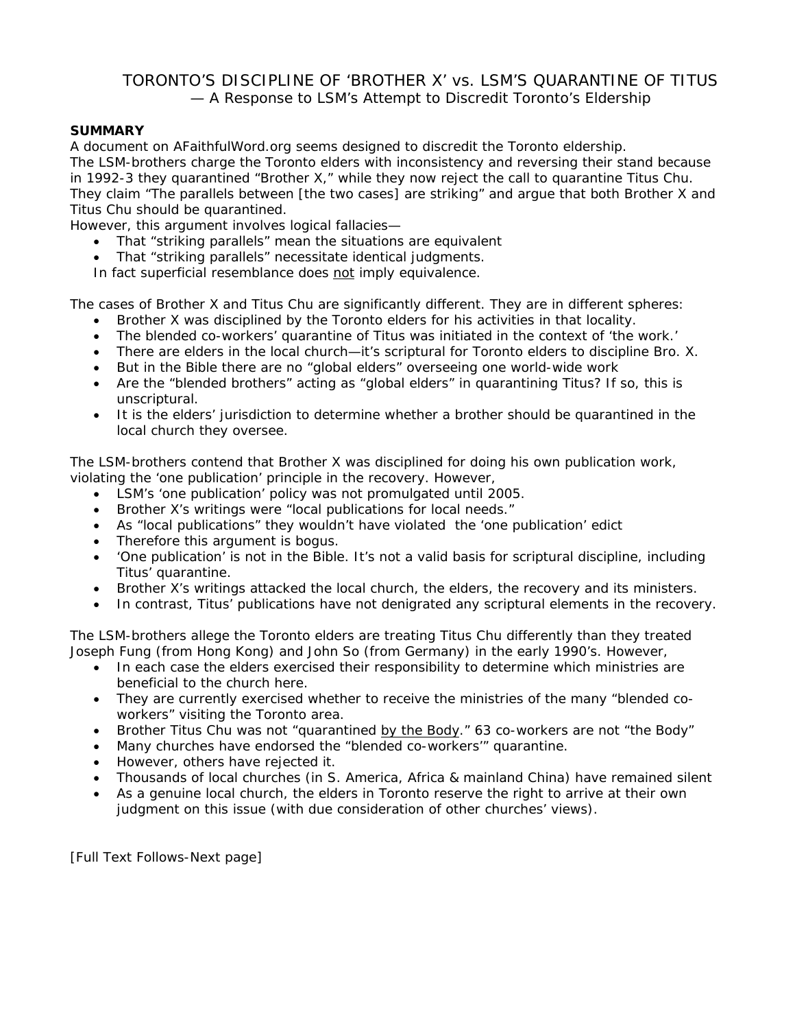# TORONTO'S DISCIPLINE OF 'BROTHER X' vs. LSM'S QUARANTINE OF TITUS

— A Response to LSM's Attempt to Discredit Toronto's Eldership

**SUMMARY**

A document on AFaithfulWord.org seems designed to discredit the Toronto eldership.
The LSM-brothers charge the Toronto elders with inconsistency and reversing their stand because in 1992-3 they quarantined "Brother X," while they now reject the call to quarantine Titus Chu. They claim "The parallels between [the two cases] are striking" and argue that both Brother X and Titus Chu should be quarantined.
However, this argument involves logical fallacies—

- That "striking parallels" mean the situations are equivalent
- That "striking parallels" necessitate identical judgments.

In fact superficial resemblance does <u>not</u> imply equivalence.

The cases of Brother X and Titus Chu are significantly different. They are in different spheres:

- Brother X was disciplined by the Toronto elders for his activities in that locality.
- The blended co-workers' quarantine of Titus was initiated in the context of 'the work.'
- There are elders in the local church—it's scriptural for Toronto elders to discipline Bro. X.
- But in the Bible there are no "global elders" overseeing one world-wide work
- Are the "blended brothers" acting as "global elders" in quarantining Titus? If so, this is unscriptural.
- It is the elders' jurisdiction to determine whether a brother should be quarantined in the local church they oversee.

The LSM-brothers contend that Brother X was disciplined for doing his own publication work, violating the 'one publication' principle in the recovery. However,

- LSM's 'one publication' policy was not promulgated until 2005.
- Brother X's writings were "local publications for local needs."
- As "local publications" they wouldn't have violated the 'one publication' edict
- Therefore this argument is bogus.
- 'One publication' is not in the Bible. It's not a valid basis for scriptural discipline, including Titus' quarantine.
- Brother X's writings attacked the local church, the elders, the recovery and its ministers.
- In contrast, Titus' publications have not denigrated any scriptural elements in the recovery.

The LSM-brothers allege the Toronto elders are treating Titus Chu differently than they treated Joseph Fung (from Hong Kong) and John So (from Germany) in the early 1990's. However,

- In each case the elders exercised their responsibility to determine which ministries are beneficial to the church here.
- They are currently exercised whether to receive the ministries of the many "blended co-workers" visiting the Toronto area.
- Brother Titus Chu was not "quarantined <u>by the Body</u>." 63 co-workers are not "the Body"
- Many churches have endorsed the "blended co-workers'" quarantine.
- However, others have rejected it.
- Thousands of local churches (in S. America, Africa & mainland China) have remained silent
- As a genuine local church, the elders in Toronto reserve the right to arrive at their own judgment on this issue (with due consideration of other churches' views).

[Full Text Follows-Next page]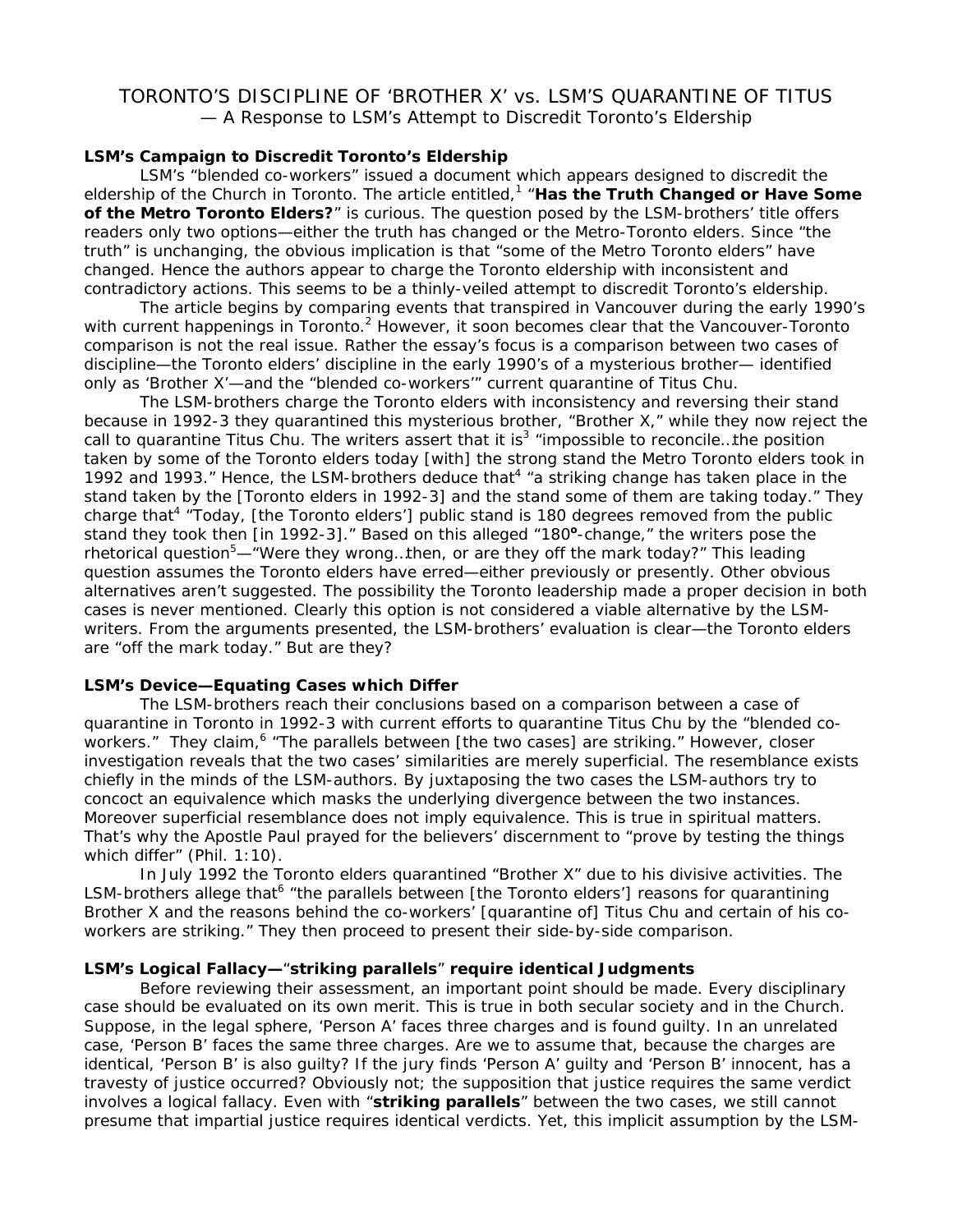# TORONTO'S DISCIPLINE OF 'BROTHER X' vs. LSM'S QUARANTINE OF TITUS

— A Response to LSM's Attempt to Discredit Toronto's Eldership

### LSM's Campaign to Discredit Toronto's Eldership

LSM's "blended co-workers" issued a document which appears designed to discredit the eldership of the Church in Toronto. The article entitled,[1] "**Has the Truth Changed or Have Some of the Metro Toronto Elders?**" is curious. The question posed by the LSM-brothers' title offers readers only two options—either the truth has changed or the Metro-Toronto elders. Since "the truth" is unchanging, the obvious implication is that "some of the Metro Toronto elders" have changed. Hence the authors appear to charge the Toronto eldership with inconsistent and contradictory actions. This seems to be a thinly-veiled attempt to discredit Toronto's eldership.

The article begins by comparing events that transpired in Vancouver during the early 1990's with current happenings in Toronto.[2] However, it soon becomes clear that the Vancouver-Toronto comparison is not the real issue. Rather the essay's focus is a comparison between two cases of discipline—the Toronto elders' discipline in the early 1990's of a mysterious brother— identified only as 'Brother X'—and the "blended co-workers'" current quarantine of Titus Chu.

The LSM-brothers charge the Toronto elders with inconsistency and reversing their stand because in 1992-3 they quarantined this mysterious brother, "Brother X," while they now reject the call to quarantine Titus Chu. The writers assert that it is[3] "impossible to reconcile…the position taken by some of the Toronto elders today [with] the strong stand the Metro Toronto elders took in 1992 and 1993." Hence, the LSM-brothers deduce that[4] "a striking change has taken place in the stand taken by the [Toronto elders in 1992-3] and the stand some of them are taking today." They charge that[4] "Today, [the Toronto elders'] public stand is 180 degrees removed from the public stand they took then [in 1992-3]." Based on this alleged "180°-change," the writers pose the rhetorical question[5]—"Were they wrong…then, or are they off the mark today?" This leading question assumes the Toronto elders have erred—either previously or presently. Other obvious alternatives aren't suggested. The possibility the Toronto leadership made a proper decision in both cases is never mentioned. Clearly this option is not considered a viable alternative by the LSM-writers. From the arguments presented, the LSM-brothers' evaluation is clear—the Toronto elders are "off the mark today." But are they?

### LSM's Device—Equating Cases which Differ

The LSM-brothers reach their conclusions based on a comparison between a case of quarantine in Toronto in 1992-3 with current efforts to quarantine Titus Chu by the "blended co-workers." They claim,[6] "The parallels between [the two cases] are striking." However, closer investigation reveals that the two cases' similarities are merely superficial. The resemblance exists chiefly in the minds of the LSM-authors. By juxtaposing the two cases the LSM-authors try to concoct an equivalence which masks the underlying divergence between the two instances. Moreover superficial resemblance does not imply equivalence. This is true in spiritual matters. That's why the Apostle Paul prayed for the believers' discernment to "prove by testing the things which differ" (Phil. 1:10).

In July 1992 the Toronto elders quarantined "Brother X" due to his divisive activities. The LSM-brothers allege that[6] "the parallels between [the Toronto elders'] reasons for quarantining Brother X and the reasons behind the co-workers' [quarantine of] Titus Chu and certain of his co-workers are striking." They then proceed to present their side-by-side comparison.

### LSM's Logical Fallacy—"striking parallels" require identical Judgments

Before reviewing their assessment, an important point should be made. Every disciplinary case should be evaluated on its own merit. This is true in both secular society and in the Church. Suppose, in the legal sphere, 'Person A' faces three charges and is found guilty. In an unrelated case, 'Person B' faces the same three charges. Are we to assume that, because the charges are identical, 'Person B' is also guilty? If the jury finds 'Person A' guilty and 'Person B' innocent, has a travesty of justice occurred? Obviously not; the supposition that justice requires the same verdict involves a logical fallacy. Even with "**striking parallels**" between the two cases, we still cannot presume that impartial justice requires identical verdicts. Yet, this implicit assumption by the LSM-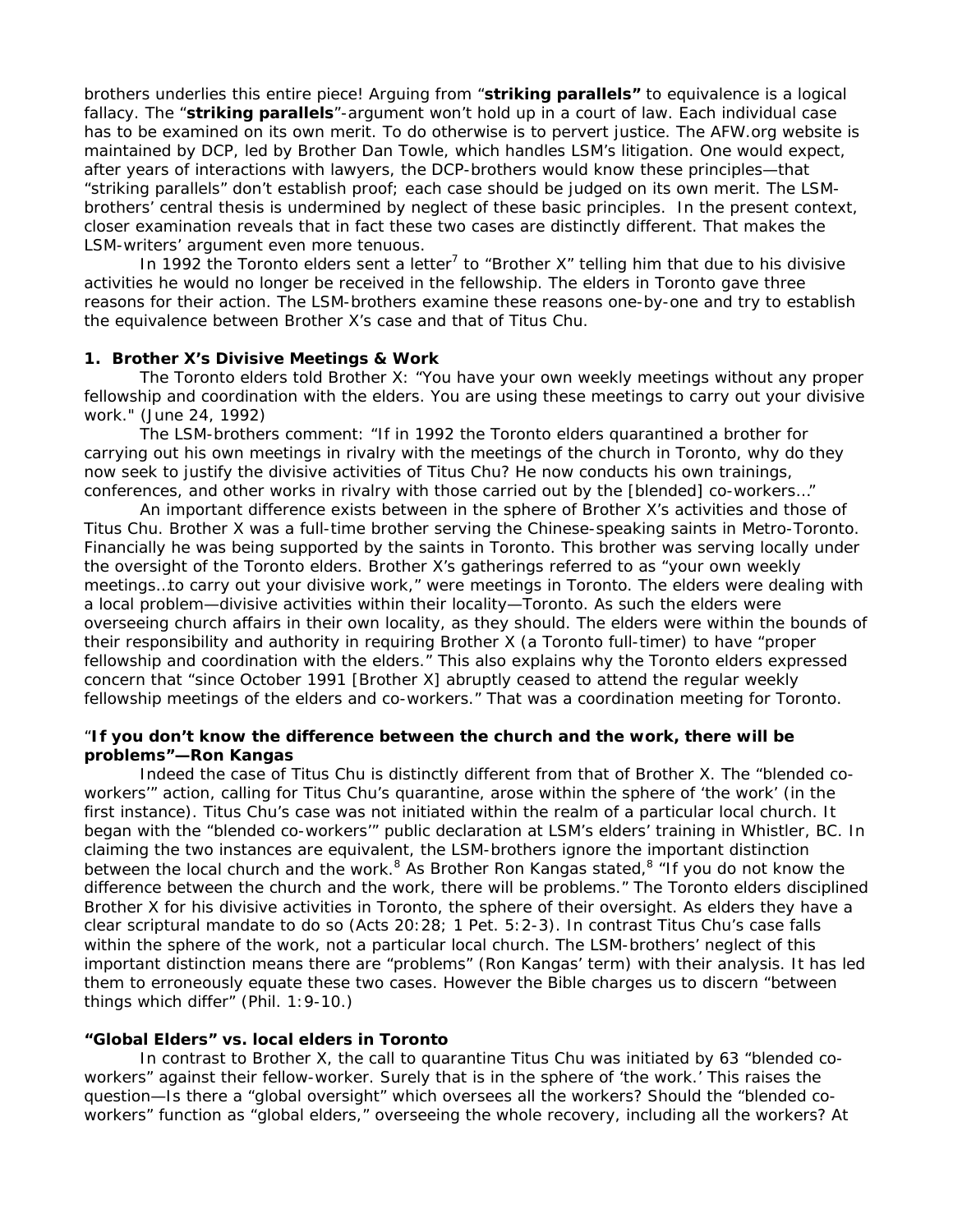brothers underlies this entire piece! Arguing from "**striking parallels"** to equivalence is a logical fallacy. The "**striking parallels**"-argument won't hold up in a court of law. Each individual case has to be examined on its own merit. To do otherwise is to pervert justice. The AFW.org website is maintained by DCP, led by Brother Dan Towle, which handles LSM's litigation. One would expect, after years of interactions with lawyers, the DCP-brothers would know these principles—that "striking parallels" don't establish proof; each case should be judged on its own merit. The LSM-brothers' central thesis is undermined by neglect of these basic principles. In the present context, closer examination reveals that in fact these two cases are distinctly different. That makes the LSM-writers' argument even more tenuous.

In 1992 the Toronto elders sent a letter[7] to "Brother X" telling him that due to his divisive activities he would no longer be received in the fellowship. The elders in Toronto gave three reasons for their action. The LSM-brothers examine these reasons one-by-one and try to establish the equivalence between Brother X's case and that of Titus Chu.

**1. Brother X's Divisive Meetings & Work**

The Toronto elders told Brother X: "You have your own weekly meetings without any proper fellowship and coordination with the elders. You are using these meetings to carry out your divisive work." (June 24, 1992)

The LSM-brothers comment: "If in 1992 the Toronto elders quarantined a brother for carrying out his own meetings in rivalry with the meetings of the church in Toronto, why do they now seek to justify the divisive activities of Titus Chu? He now conducts his own trainings, conferences, and other works in rivalry with those carried out by the [blended] co-workers…"

An important difference exists between in the sphere of Brother X's activities and those of Titus Chu. Brother X was a full-time brother serving the Chinese-speaking saints in Metro-Toronto. Financially he was being supported by the saints in Toronto. This brother was serving locally under the oversight of the Toronto elders. Brother X's gatherings referred to as "your own weekly meetings…to carry out your divisive work," were meetings in Toronto. The elders were dealing with a local problem—divisive activities within their locality—Toronto. As such the elders were overseeing church affairs in their own locality, as they should. The elders were within the bounds of their responsibility and authority in requiring Brother X (a Toronto full-timer) to have "proper fellowship and coordination with the elders." This also explains why the Toronto elders expressed concern that "since October 1991 [Brother X] abruptly ceased to attend the regular weekly fellowship meetings of the elders and co-workers." That was a coordination meeting for Toronto.

**"If you don't know the difference between the church and the work, there will be problems"—Ron Kangas**

Indeed the case of Titus Chu is distinctly different from that of Brother X. The "blended co-workers'" action, calling for Titus Chu's quarantine, arose within the sphere of 'the work' (in the first instance). Titus Chu's case was not initiated within the realm of a particular local church. It began with the "blended co-workers'" public declaration at LSM's elders' training in Whistler, BC. In claiming the two instances are equivalent, the LSM-brothers ignore the important distinction between the local church and the work.[8] As Brother Ron Kangas stated,[8] "If you do not know the difference between the church and the work, there will be problems." The Toronto elders disciplined Brother X for his divisive activities in Toronto, the sphere of their oversight. As elders they have a clear scriptural mandate to do so (Acts 20:28; 1 Pet. 5:2-3). In contrast Titus Chu's case falls within the sphere of the work, not a particular local church. The LSM-brothers' neglect of this important distinction means there are "problems" (Ron Kangas' term) with their analysis. It has led them to erroneously equate these two cases. However the Bible charges us to discern "between things which differ" (Phil. 1:9-10.)

**"Global Elders" vs. local elders in Toronto**

In contrast to Brother X, the call to quarantine Titus Chu was initiated by 63 "blended co-workers" against their fellow-worker. Surely that is in the sphere of 'the work.' This raises the question—Is there a "global oversight" which oversees all the workers? Should the "blended co-workers" function as "global elders," overseeing the whole recovery, including all the workers? At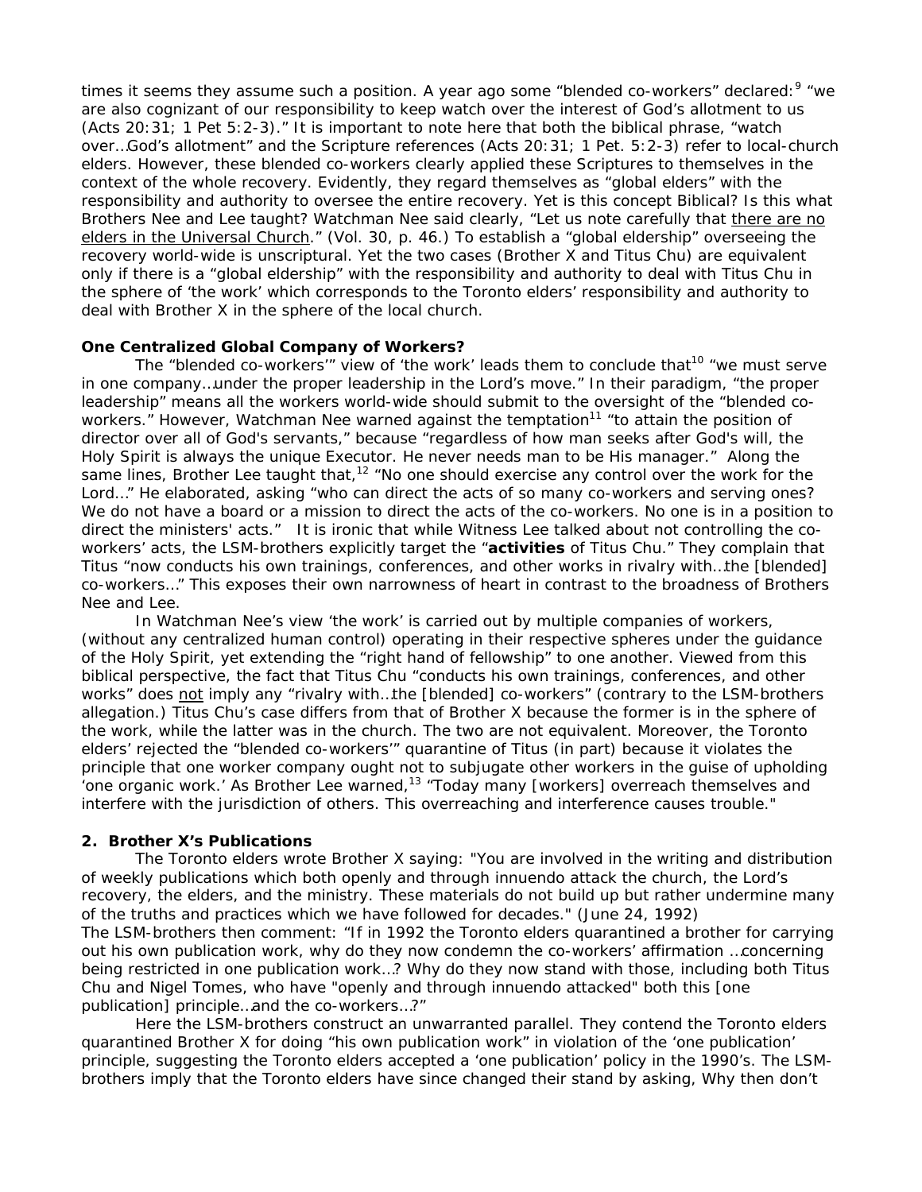times it seems they assume such a position. A year ago some "blended co-workers" declared:[9] "we are also cognizant of our responsibility to keep watch over the interest of God's allotment to us (Acts 20:31; 1 Pet 5:2-3)." It is important to note here that both the biblical phrase, "watch over…God's allotment" and the Scripture references (Acts 20:31; 1 Pet. 5:2-3) refer to local-church elders. However, these blended co-workers clearly applied these Scriptures to themselves in the context of the whole recovery. Evidently, they regard themselves as "global elders" with the responsibility and authority to oversee the entire recovery. Yet is this concept Biblical? Is this what Brothers Nee and Lee taught? Watchman Nee said clearly, "Let us note carefully that there are no elders in the Universal Church." (Vol. 30, p. 46.) To establish a "global eldership" overseeing the recovery world-wide is unscriptural. Yet the two cases (Brother X and Titus Chu) are equivalent only if there is a "global eldership" with the responsibility and authority to deal with Titus Chu in the sphere of 'the work' which corresponds to the Toronto elders' responsibility and authority to deal with Brother X in the sphere of the local church.

**One Centralized Global Company of Workers?**

The "blended co-workers'" view of 'the work' leads them to conclude that[10] "we must serve in one company…under the proper leadership in the Lord's move." In their paradigm, "the proper leadership" means all the workers world-wide should submit to the oversight of the "blended co-workers." However, Watchman Nee warned against the temptation[11] "to attain the position of director over all of God's servants," because "regardless of how man seeks after God's will, the Holy Spirit is always the unique Executor. He never needs man to be His manager." Along the same lines, Brother Lee taught that,[12] "No one should exercise any control over the work for the Lord…" He elaborated, asking "who can direct the acts of so many co-workers and serving ones? We do not have a board or a mission to direct the acts of the co-workers. No one is in a position to direct the ministers' acts." It is ironic that while Witness Lee talked about not controlling the co-workers' acts, the LSM-brothers explicitly target the "**activities** of Titus Chu." They complain that Titus "now conducts his own trainings, conferences, and other works in rivalry with…the [blended] co-workers…" This exposes their own narrowness of heart in contrast to the broadness of Brothers Nee and Lee.

In Watchman Nee's view 'the work' is carried out by multiple companies of workers, (without any centralized human control) operating in their respective spheres under the guidance of the Holy Spirit, yet extending the "right hand of fellowship" to one another. Viewed from this biblical perspective, the fact that Titus Chu "conducts his own trainings, conferences, and other works" does not imply any "rivalry with…the [blended] co-workers" (contrary to the LSM-brothers allegation.) Titus Chu's case differs from that of Brother X because the former is in the sphere of the work, while the latter was in the church. The two are not equivalent. Moreover, the Toronto elders' rejected the "blended co-workers'" quarantine of Titus (in part) because it violates the principle that one worker company ought not to subjugate other workers in the guise of upholding 'one organic work.' As Brother Lee warned,[13] "Today many [workers] overreach themselves and interfere with the jurisdiction of others. This overreaching and interference causes trouble."

**2. Brother X's Publications**

The Toronto elders wrote Brother X saying: "You are involved in the writing and distribution of weekly publications which both openly and through innuendo attack the church, the Lord's recovery, the elders, and the ministry. These materials do not build up but rather undermine many of the truths and practices which we have followed for decades." (June 24, 1992)
The LSM-brothers then comment: "If in 1992 the Toronto elders quarantined a brother for carrying out his own publication work, why do they now condemn the co-workers' affirmation …concerning being restricted in one publication work…? Why do they now stand with those, including both Titus Chu and Nigel Tomes, who have "openly and through innuendo attacked" both this [one publication] principle…and the co-workers…?"

Here the LSM-brothers construct an unwarranted parallel. They contend the Toronto elders quarantined Brother X for doing "his own publication work" in violation of the 'one publication' principle, suggesting the Toronto elders accepted a 'one publication' policy in the 1990's. The LSM-brothers imply that the Toronto elders have since changed their stand by asking, Why then don't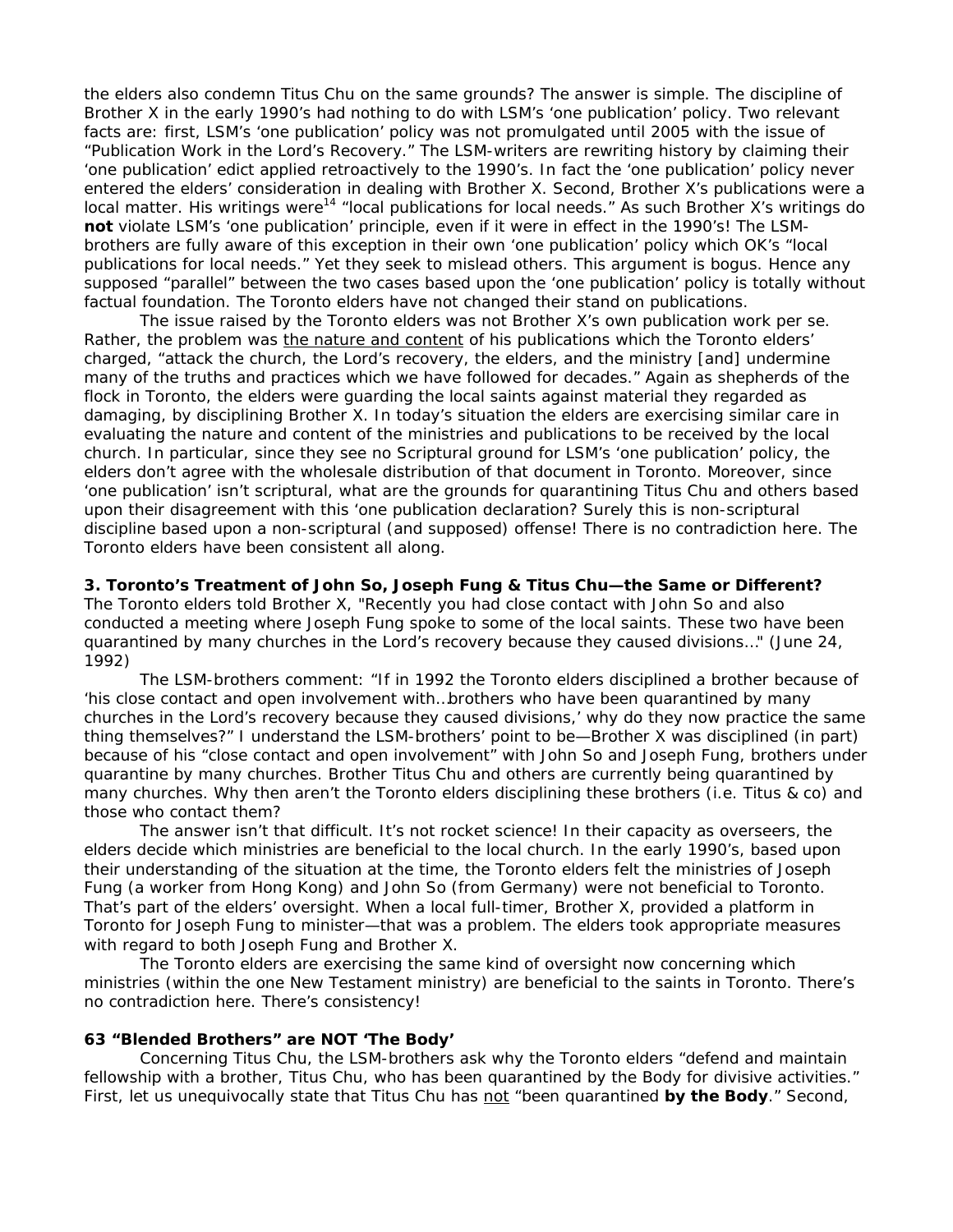the elders also condemn Titus Chu on the same grounds? The answer is simple. The discipline of Brother X in the early 1990's had nothing to do with LSM's 'one publication' policy. Two relevant facts are: first, LSM's 'one publication' policy was not promulgated until 2005 with the issue of "Publication Work in the Lord's Recovery." The LSM-writers are rewriting history by claiming their 'one publication' edict applied retroactively to the 1990's. In fact the 'one publication' policy never entered the elders' consideration in dealing with Brother X. Second, Brother X's publications were a local matter. His writings were[14] "local publications for local needs." As such Brother X's writings do **not** violate LSM's 'one publication' principle, even if it were in effect in the 1990's! The LSM-brothers are fully aware of this exception in their own 'one publication' policy which OK's "local publications for local needs." Yet they seek to mislead others. This argument is bogus. Hence any supposed "parallel" between the two cases based upon the 'one publication' policy is totally without factual foundation. The Toronto elders have not changed their stand on publications.

The issue raised by the Toronto elders was not Brother X's own publication work per se. Rather, the problem was <u>the nature and content</u> of his publications which the Toronto elders' charged, "attack the church, the Lord's recovery, the elders, and the ministry [and] undermine many of the truths and practices which we have followed for decades." Again as shepherds of the flock in Toronto, the elders were guarding the local saints against material they regarded as damaging, by disciplining Brother X. In today's situation the elders are exercising similar care in evaluating the nature and content of the ministries and publications to be received by the local church. In particular, since they see no Scriptural ground for LSM's 'one publication' policy, the elders don't agree with the wholesale distribution of that document in Toronto. Moreover, since 'one publication' isn't scriptural, what are the grounds for quarantining Titus Chu and others based upon their disagreement with this 'one publication declaration? Surely this is non-scriptural discipline based upon a non-scriptural (and supposed) offense! There is no contradiction here. The Toronto elders have been consistent all along.

**3. Toronto's Treatment of John So, Joseph Fung & Titus Chu—the Same or Different?**

The Toronto elders told Brother X, "Recently you had close contact with John So and also conducted a meeting where Joseph Fung spoke to some of the local saints. These two have been quarantined by many churches in the Lord's recovery because they caused divisions..." (June 24, 1992)

The LSM-brothers comment: "If in 1992 the Toronto elders disciplined a brother because of 'his close contact and open involvement with…brothers who have been quarantined by many churches in the Lord's recovery because they caused divisions,' why do they now practice the same thing themselves?" I understand the LSM-brothers' point to be—Brother X was disciplined (in part) because of his "close contact and open involvement" with John So and Joseph Fung, brothers under quarantine by many churches. Brother Titus Chu and others are currently being quarantined by many churches. Why then aren't the Toronto elders disciplining these brothers (i.e. Titus & co) and those who contact them?

The answer isn't that difficult. It's not rocket science! In their capacity as overseers, the elders decide which ministries are beneficial to the local church. In the early 1990's, based upon their understanding of the situation at the time, the Toronto elders felt the ministries of Joseph Fung (a worker from Hong Kong) and John So (from Germany) were not beneficial to Toronto. That's part of the elders' oversight. When a local full-timer, Brother X, provided a platform in Toronto for Joseph Fung to minister—that was a problem. The elders took appropriate measures with regard to both Joseph Fung and Brother X.

The Toronto elders are exercising the same kind of oversight now concerning which ministries (within the one New Testament ministry) are beneficial to the saints in Toronto. There's no contradiction here. There's consistency!

**63 "Blended Brothers" are NOT 'The Body'**

Concerning Titus Chu, the LSM-brothers ask why the Toronto elders "defend and maintain fellowship with a brother, Titus Chu, who has been quarantined by the Body for divisive activities." First, let us unequivocally state that Titus Chu has <u>not</u> "been quarantined **by the Body**." Second,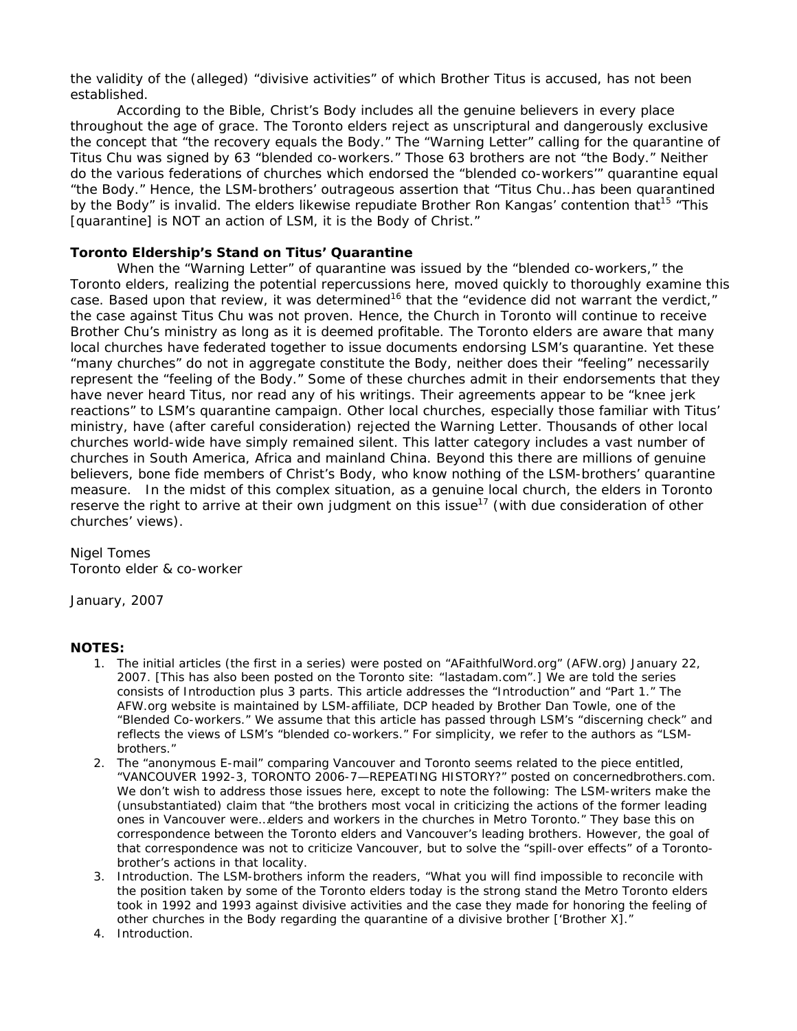the validity of the (alleged) "divisive activities" of which Brother Titus is accused, has not been established.

According to the Bible, Christ's Body includes all the genuine believers in every place throughout the age of grace. The Toronto elders reject as unscriptural and dangerously exclusive the concept that "the recovery equals the Body." The "Warning Letter" calling for the quarantine of Titus Chu was signed by 63 "blended co-workers." Those 63 brothers are not "the Body." Neither do the various federations of churches which endorsed the "blended co-workers'" quarantine equal "the Body." Hence, the LSM-brothers' outrageous assertion that "Titus Chu…has been quarantined by the Body" is invalid. The elders likewise repudiate Brother Ron Kangas' contention that[15] "This [quarantine] is NOT an action of LSM, it is the Body of Christ."

**Toronto Eldership's Stand on Titus' Quarantine**

When the "Warning Letter" of quarantine was issued by the "blended co-workers," the Toronto elders, realizing the potential repercussions here, moved quickly to thoroughly examine this case. Based upon that review, it was determined[16] that the "evidence did not warrant the verdict," the case against Titus Chu was not proven. Hence, the Church in Toronto will continue to receive Brother Chu's ministry as long as it is deemed profitable. The Toronto elders are aware that many local churches have federated together to issue documents endorsing LSM's quarantine. Yet these "many churches" do not in aggregate constitute the Body, neither does their "feeling" necessarily represent the "feeling of the Body." Some of these churches admit in their endorsements that they have never heard Titus, nor read any of his writings. Their agreements appear to be "knee jerk reactions" to LSM's quarantine campaign. Other local churches, especially those familiar with Titus' ministry, have (after careful consideration) rejected the Warning Letter. Thousands of other local churches world-wide have simply remained silent. This latter category includes a vast number of churches in South America, Africa and mainland China. Beyond this there are millions of genuine believers, bone fide members of Christ's Body, who know nothing of the LSM-brothers' quarantine measure. In the midst of this complex situation, as a genuine local church, the elders in Toronto reserve the right to arrive at their own judgment on this issue[17] (with due consideration of other churches' views).

Nigel Tomes
Toronto elder & co-worker

January, 2007

**NOTES:**

1. The initial articles (the first in a series) were posted on "AFaithfulWord.org" (AFW.org) January 22, 2007. [This has also been posted on the Toronto site: "lastadam.com".] We are told the series consists of Introduction plus 3 parts. This article addresses the "Introduction" and "Part 1." The AFW.org website is maintained by LSM-affiliate, DCP headed by Brother Dan Towle, one of the "Blended Co-workers." We assume that this article has passed through LSM's "discerning check" and reflects the views of LSM's "blended co-workers." For simplicity, we refer to the authors as "LSM-brothers."
2. The "anonymous E-mail" comparing Vancouver and Toronto seems related to the piece entitled, "VANCOUVER 1992-3, TORONTO 2006-7—REPEATING HISTORY?" posted on concernedbrothers.com. We don't wish to address those issues here, except to note the following: The LSM-writers make the (unsubstantiated) claim that "the brothers most vocal in criticizing the actions of the former leading ones in Vancouver were…elders and workers in the churches in Metro Toronto." They base this on correspondence between the Toronto elders and Vancouver's leading brothers. However, the goal of that correspondence was not to criticize Vancouver, but to solve the "spill-over effects" of a Toronto-brother's actions in that locality.
3. Introduction. The LSM-brothers inform the readers, "What you will find impossible to reconcile with the position taken by some of the Toronto elders today is the strong stand the Metro Toronto elders took in 1992 and 1993 against divisive activities and the case they made for honoring the feeling of other churches in the Body regarding the quarantine of a divisive brother ['Brother X]."
4. Introduction.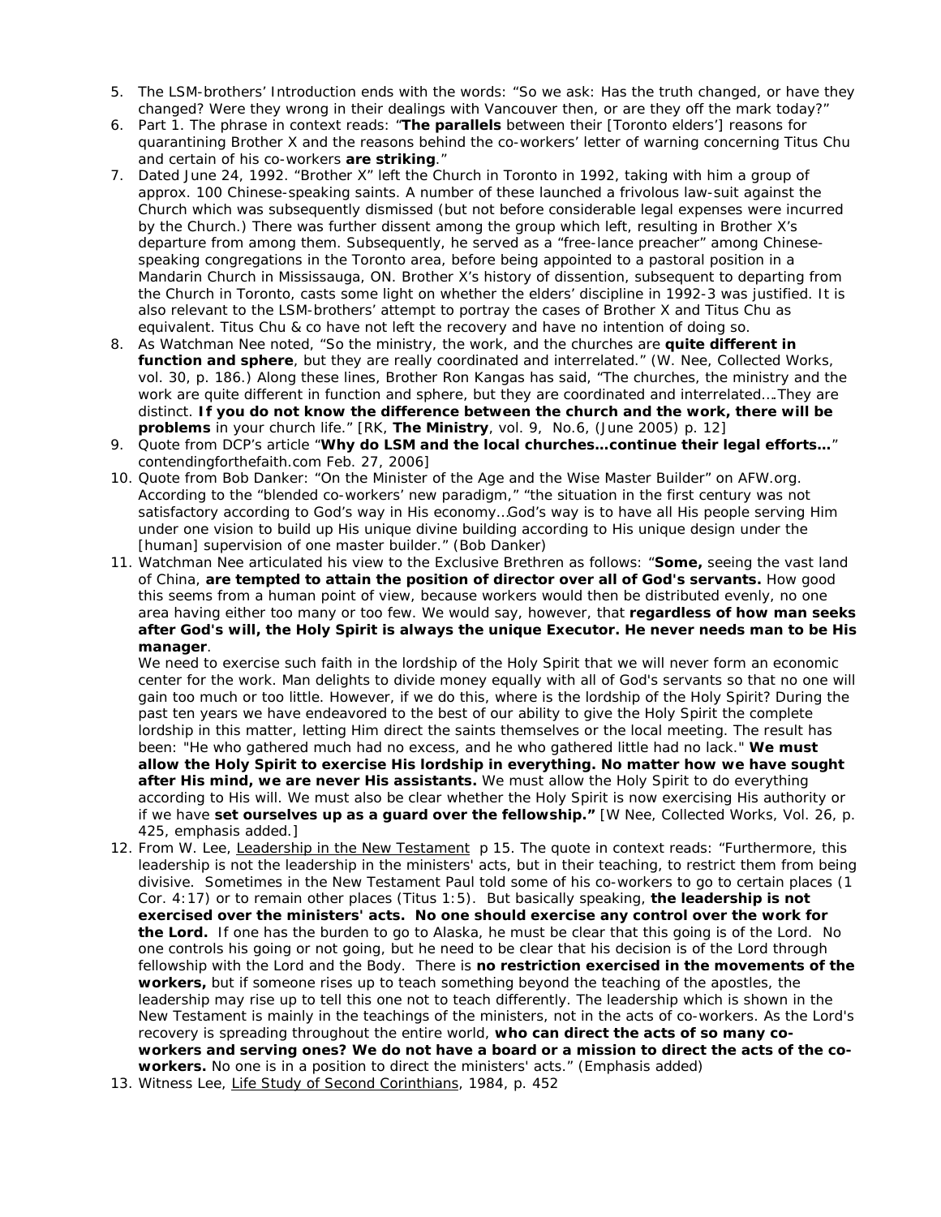5. The LSM-brothers' Introduction ends with the words: "So we ask: Has the truth changed, or have they changed? Were they wrong in their dealings with Vancouver then, or are they off the mark today?"
6. Part 1. The phrase in context reads: "**The parallels** between their [Toronto elders'] reasons for quarantining Brother X and the reasons behind the co-workers' letter of warning concerning Titus Chu and certain of his co-workers **are striking**."
7. Dated June 24, 1992. "Brother X" left the Church in Toronto in 1992, taking with him a group of approx. 100 Chinese-speaking saints. A number of these launched a frivolous law-suit against the Church which was subsequently dismissed (but not before considerable legal expenses were incurred by the Church.) There was further dissent among the group which left, resulting in Brother X's departure from among them. Subsequently, he served as a "free-lance preacher" among Chinese-speaking congregations in the Toronto area, before being appointed to a pastoral position in a Mandarin Church in Mississauga, ON. Brother X's history of dissention, subsequent to departing from the Church in Toronto, casts some light on whether the elders' discipline in 1992-3 was justified. It is also relevant to the LSM-brothers' attempt to portray the cases of Brother X and Titus Chu as equivalent. Titus Chu & co have not left the recovery and have no intention of doing so.
8. As Watchman Nee noted, "So the ministry, the work, and the churches are **quite different in function and sphere**, but they are really coordinated and interrelated." (W. Nee, Collected Works, vol. 30, p. 186.) Along these lines, Brother Ron Kangas has said, "The churches, the ministry and the work are quite different in function and sphere, but they are coordinated and interrelated….They are distinct. **If you do not know the difference between the church and the work, there will be problems** in your church life." [RK, **The Ministry**, vol. 9, No.6, (June 2005) p. 12]
9. Quote from DCP's article "**Why do LSM and the local churches…continue their legal efforts…**" contendingforthefaith.com Feb. 27, 2006]
10. Quote from Bob Danker: "On the Minister of the Age and the Wise Master Builder" on AFW.org. According to the "blended co-workers' new paradigm," "the situation in the first century was not satisfactory according to God's way in His economy…God's way is to have all His people serving Him under one vision to build up His unique divine building according to His unique design under the [human] supervision of one master builder." (Bob Danker)
11. Watchman Nee articulated his view to the Exclusive Brethren as follows: "**Some,** seeing the vast land of China, **are tempted to attain the position of director over all of God's servants.** How good this seems from a human point of view, because workers would then be distributed evenly, no one area having either too many or too few. We would say, however, that **regardless of how man seeks after God's will, the Holy Spirit is always the unique Executor. He never needs man to be His manager**.
   We need to exercise such faith in the lordship of the Holy Spirit that we will never form an economic center for the work. Man delights to divide money equally with all of God's servants so that no one will gain too much or too little. However, if we do this, where is the lordship of the Holy Spirit? During the past ten years we have endeavored to the best of our ability to give the Holy Spirit the complete lordship in this matter, letting Him direct the saints themselves or the local meeting. The result has been: "He who gathered much had no excess, and he who gathered little had no lack." **We must allow the Holy Spirit to exercise His lordship in everything. No matter how we have sought after His mind, we are never His assistants.** We must allow the Holy Spirit to do everything according to His will. We must also be clear whether the Holy Spirit is now exercising His authority or if we have **set ourselves up as a guard over the fellowship."** [W Nee, Collected Works, Vol. 26, p. 425, emphasis added.]
12. From W. Lee, Leadership in the New Testament p 15. The quote in context reads: "Furthermore, this leadership is not the leadership in the ministers' acts, but in their teaching, to restrict them from being divisive. Sometimes in the New Testament Paul told some of his co-workers to go to certain places (1 Cor. 4:17) or to remain other places (Titus 1:5). But basically speaking, **the leadership is not exercised over the ministers' acts. No one should exercise any control over the work for the Lord.** If one has the burden to go to Alaska, he must be clear that this going is of the Lord. No one controls his going or not going, but he need to be clear that his decision is of the Lord through fellowship with the Lord and the Body. There is **no restriction exercised in the movements of the workers,** but if someone rises up to teach something beyond the teaching of the apostles, the leadership may rise up to tell this one not to teach differently. The leadership which is shown in the New Testament is mainly in the teachings of the ministers, not in the acts of co-workers. As the Lord's recovery is spreading throughout the entire world, **who can direct the acts of so many co-workers and serving ones? We do not have a board or a mission to direct the acts of the co-workers.** No one is in a position to direct the ministers' acts." (Emphasis added)
13. Witness Lee, Life Study of Second Corinthians, 1984, p. 452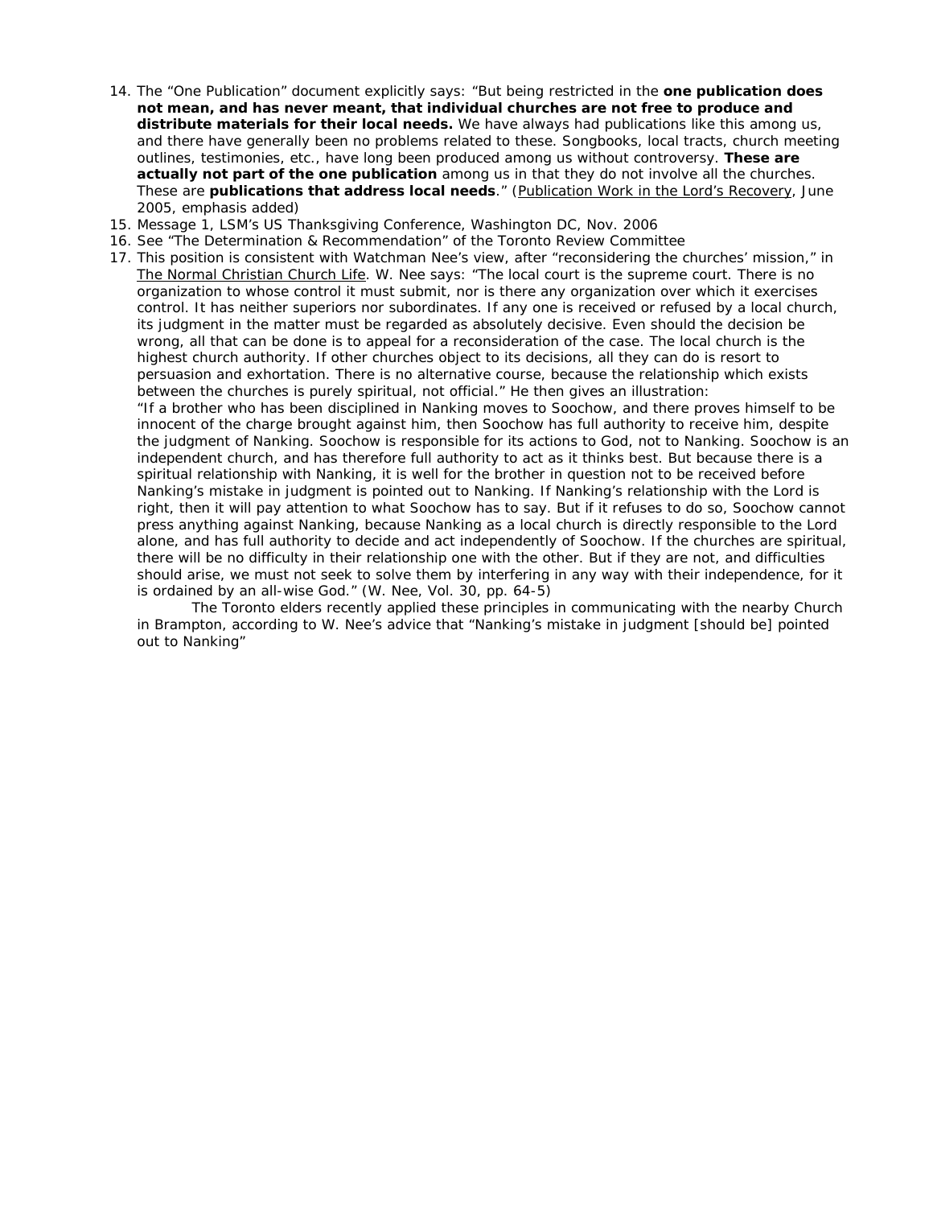14. The "One Publication" document explicitly says: "But being restricted in the **one publication does not mean, and has never meant, that individual churches are not free to produce and distribute materials for their local needs.** We have always had publications like this among us, and there have generally been no problems related to these. Songbooks, local tracts, church meeting outlines, testimonies, etc., have long been produced among us without controversy. **These are actually not part of the one publication** among us in that they do not involve all the churches. These are **publications that address local needs**." (<u>Publication Work in the Lord's Recovery</u>, June 2005, emphasis added)
15. Message 1, LSM's US Thanksgiving Conference, Washington DC, Nov. 2006
16. See "The Determination & Recommendation" of the Toronto Review Committee
17. This position is consistent with Watchman Nee's view, after "reconsidering the churches' mission," in <u>The Normal Christian Church Life</u>. W. Nee says: "The local court is the supreme court. There is no organization to whose control it must submit, nor is there any organization over which it exercises control. It has neither superiors nor subordinates. If any one is received or refused by a local church, its judgment in the matter must be regarded as absolutely decisive. Even should the decision be wrong, all that can be done is to appeal for a reconsideration of the case. The local church is the highest church authority. If other churches object to its decisions, all they can do is resort to persuasion and exhortation. There is no alternative course, because the relationship which exists between the churches is purely spiritual, not official." He then gives an illustration:
"If a brother who has been disciplined in Nanking moves to Soochow, and there proves himself to be innocent of the charge brought against him, then Soochow has full authority to receive him, despite the judgment of Nanking. Soochow is responsible for its actions to God, not to Nanking. Soochow is an independent church, and has therefore full authority to act as it thinks best. But because there is a spiritual relationship with Nanking, it is well for the brother in question not to be received before Nanking's mistake in judgment is pointed out to Nanking. If Nanking's relationship with the Lord is right, then it will pay attention to what Soochow has to say. But if it refuses to do so, Soochow cannot press anything against Nanking, because Nanking as a local church is directly responsible to the Lord alone, and has full authority to decide and act independently of Soochow. If the churches are spiritual, there will be no difficulty in their relationship one with the other. But if they are not, and difficulties should arise, we must not seek to solve them by interfering in any way with their independence, for it is ordained by an all-wise God." (W. Nee, Vol. 30, pp. 64-5)
The Toronto elders recently applied these principles in communicating with the nearby Church in Brampton, according to W. Nee's advice that "Nanking's mistake in judgment [should be] pointed out to Nanking"